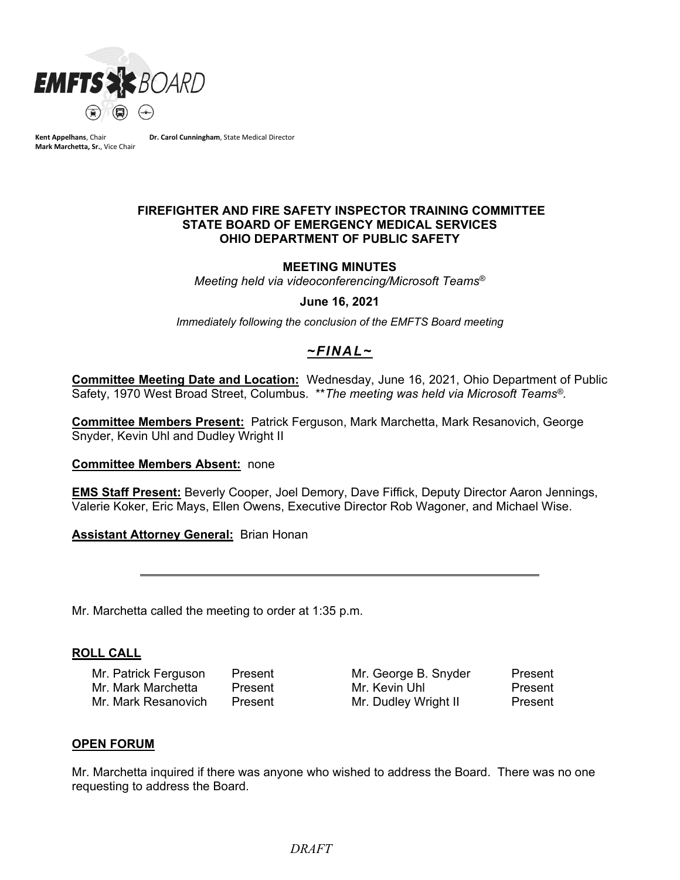**Kent Appelhans**, Chair  
**Mark Marchetta, Sr.**, Vice Chair  
**Dr. Carol Cunningham**, State Medical Director

**FIREFIGHTER AND FIRE SAFETY INSPECTOR TRAINING COMMITTEE**  
**STATE BOARD OF EMERGENCY MEDICAL SERVICES**  
**OHIO DEPARTMENT OF PUBLIC SAFETY**

**MEETING MINUTES**

*Meeting held via videoconferencing/Microsoft Teams®*

**June 16, 2021**

*Immediately following the conclusion of the EMFTS Board meeting*

***~FINAL~***

**Committee Meeting Date and Location:** Wednesday, June 16, 2021, Ohio Department of Public Safety, 1970 West Broad Street, Columbus. *\*\*The meeting was held via Microsoft Teams®.*

**Committee Members Present:** Patrick Ferguson, Mark Marchetta, Mark Resanovich, George Snyder, Kevin Uhl and Dudley Wright II

**Committee Members Absent:** none

**EMS Staff Present:** Beverly Cooper, Joel Demory, Dave Fiffick, Deputy Director Aaron Jennings, Valerie Koker, Eric Mays, Ellen Owens, Executive Director Rob Wagoner, and Michael Wise.

**Assistant Attorney General:** Brian Honan

---

Mr. Marchetta called the meeting to order at 1:35 p.m.

## ROLL CALL

| | | | |
|---|---|---|---|
| Mr. Patrick Ferguson | Present | Mr. George B. Snyder | Present |
| Mr. Mark Marchetta | Present | Mr. Kevin Uhl | Present |
| Mr. Mark Resanovich | Present | Mr. Dudley Wright II | Present |

## OPEN FORUM

Mr. Marchetta inquired if there was anyone who wished to address the Board. There was no one requesting to address the Board.

*DRAFT*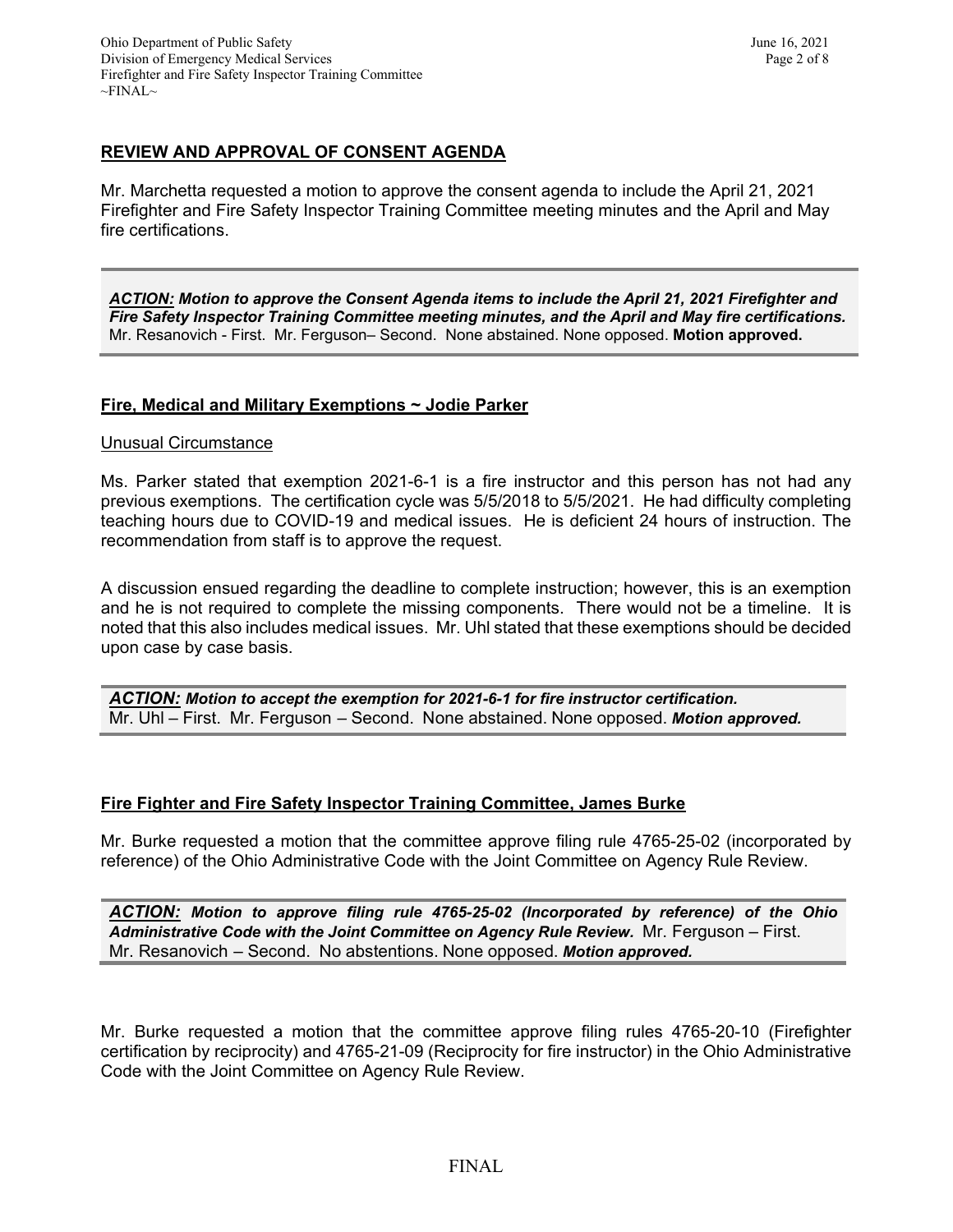## REVIEW AND APPROVAL OF CONSENT AGENDA

Mr. Marchetta requested a motion to approve the consent agenda to include the April 21, 2021 Firefighter and Fire Safety Inspector Training Committee meeting minutes and the April and May fire certifications.

> ***ACTION:*** ***Motion to approve the Consent Agenda items to include the April 21, 2021 Firefighter and Fire Safety Inspector Training Committee meeting minutes, and the April and May fire certifications.*** Mr. Resanovich - First. Mr. Ferguson– Second. None abstained. None opposed. **Motion approved.**

## Fire, Medical and Military Exemptions ~ Jodie Parker

Unusual Circumstance

Ms. Parker stated that exemption 2021-6-1 is a fire instructor and this person has not had any previous exemptions. The certification cycle was 5/5/2018 to 5/5/2021. He had difficulty completing teaching hours due to COVID-19 and medical issues. He is deficient 24 hours of instruction. The recommendation from staff is to approve the request.

A discussion ensued regarding the deadline to complete instruction; however, this is an exemption and he is not required to complete the missing components. There would not be a timeline. It is noted that this also includes medical issues. Mr. Uhl stated that these exemptions should be decided upon case by case basis.

> ***ACTION:*** ***Motion to accept the exemption for 2021-6-1 for fire instructor certification.***
> Mr. Uhl – First. Mr. Ferguson – Second. None abstained. None opposed. ***Motion approved.***

## Fire Fighter and Fire Safety Inspector Training Committee, James Burke

Mr. Burke requested a motion that the committee approve filing rule 4765-25-02 (incorporated by reference) of the Ohio Administrative Code with the Joint Committee on Agency Rule Review.

> ***ACTION:*** ***Motion to approve filing rule 4765-25-02 (Incorporated by reference) of the Ohio Administrative Code with the Joint Committee on Agency Rule Review.*** Mr. Ferguson – First.
> Mr. Resanovich – Second. No abstentions. None opposed. ***Motion approved.***

Mr. Burke requested a motion that the committee approve filing rules 4765-20-10 (Firefighter certification by reciprocity) and 4765-21-09 (Reciprocity for fire instructor) in the Ohio Administrative Code with the Joint Committee on Agency Rule Review.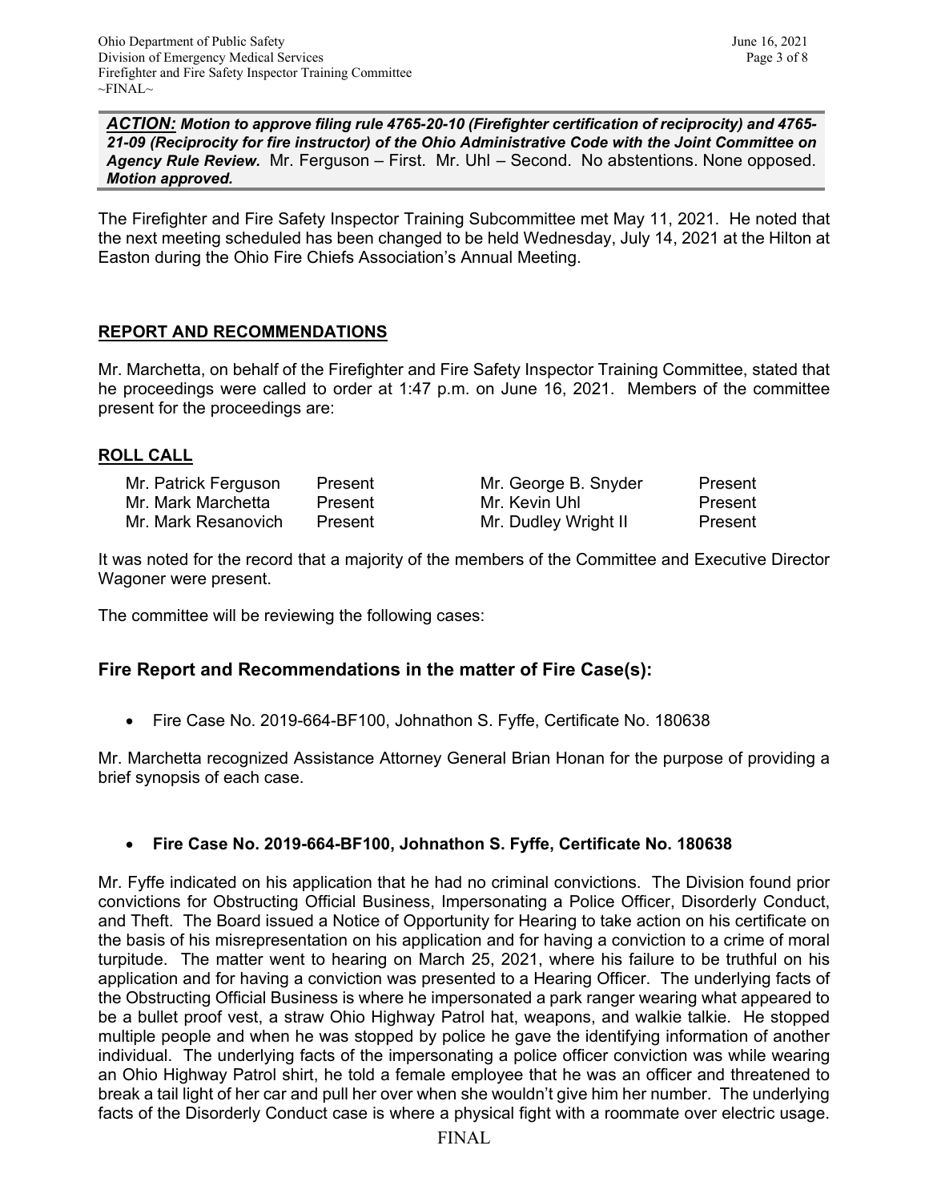***ACTION:*** ***Motion to approve filing rule 4765-20-10 (Firefighter certification of reciprocity) and 4765-21-09 (Reciprocity for fire instructor) of the Ohio Administrative Code with the Joint Committee on Agency Rule Review.*** Mr. Ferguson – First. Mr. Uhl – Second. No abstentions. None opposed. ***Motion approved.***

The Firefighter and Fire Safety Inspector Training Subcommittee met May 11, 2021. He noted that the next meeting scheduled has been changed to be held Wednesday, July 14, 2021 at the Hilton at Easton during the Ohio Fire Chiefs Association's Annual Meeting.

## REPORT AND RECOMMENDATIONS

Mr. Marchetta, on behalf of the Firefighter and Fire Safety Inspector Training Committee, stated that he proceedings were called to order at 1:47 p.m. on June 16, 2021. Members of the committee present for the proceedings are:

## ROLL CALL

| | | | |
|---|---|---|---|
| Mr. Patrick Ferguson | Present | Mr. George B. Snyder | Present |
| Mr. Mark Marchetta | Present | Mr. Kevin Uhl | Present |
| Mr. Mark Resanovich | Present | Mr. Dudley Wright II | Present |

It was noted for the record that a majority of the members of the Committee and Executive Director Wagoner were present.

The committee will be reviewing the following cases:

### Fire Report and Recommendations in the matter of Fire Case(s):

- Fire Case No. 2019-664-BF100, Johnathon S. Fyffe, Certificate No. 180638

Mr. Marchetta recognized Assistance Attorney General Brian Honan for the purpose of providing a brief synopsis of each case.

- **Fire Case No. 2019-664-BF100, Johnathon S. Fyffe, Certificate No. 180638**

Mr. Fyffe indicated on his application that he had no criminal convictions. The Division found prior convictions for Obstructing Official Business, Impersonating a Police Officer, Disorderly Conduct, and Theft. The Board issued a Notice of Opportunity for Hearing to take action on his certificate on the basis of his misrepresentation on his application and for having a conviction to a crime of moral turpitude. The matter went to hearing on March 25, 2021, where his failure to be truthful on his application and for having a conviction was presented to a Hearing Officer. The underlying facts of the Obstructing Official Business is where he impersonated a park ranger wearing what appeared to be a bullet proof vest, a straw Ohio Highway Patrol hat, weapons, and walkie talkie. He stopped multiple people and when he was stopped by police he gave the identifying information of another individual. The underlying facts of the impersonating a police officer conviction was while wearing an Ohio Highway Patrol shirt, he told a female employee that he was an officer and threatened to break a tail light of her car and pull her over when she wouldn't give him her number. The underlying facts of the Disorderly Conduct case is where a physical fight with a roommate over electric usage.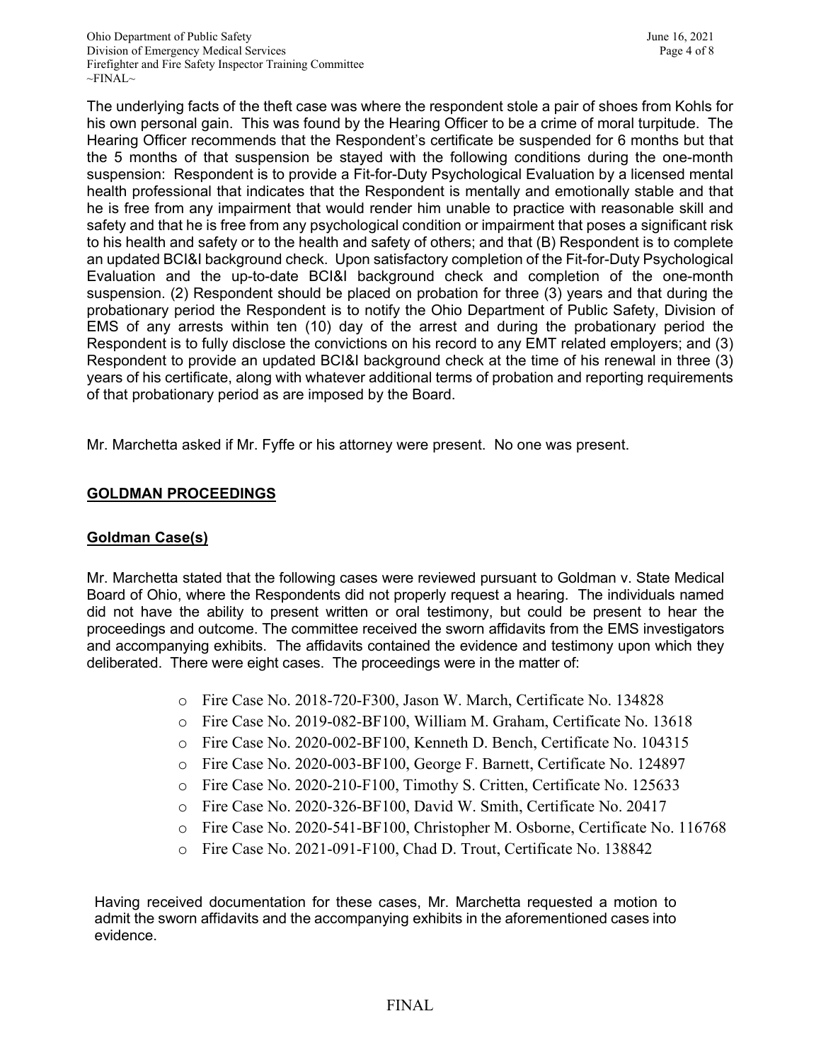The underlying facts of the theft case was where the respondent stole a pair of shoes from Kohls for his own personal gain. This was found by the Hearing Officer to be a crime of moral turpitude. The Hearing Officer recommends that the Respondent's certificate be suspended for 6 months but that the 5 months of that suspension be stayed with the following conditions during the one-month suspension: Respondent is to provide a Fit-for-Duty Psychological Evaluation by a licensed mental health professional that indicates that the Respondent is mentally and emotionally stable and that he is free from any impairment that would render him unable to practice with reasonable skill and safety and that he is free from any psychological condition or impairment that poses a significant risk to his health and safety or to the health and safety of others; and that (B) Respondent is to complete an updated BCI&I background check. Upon satisfactory completion of the Fit-for-Duty Psychological Evaluation and the up-to-date BCI&I background check and completion of the one-month suspension. (2) Respondent should be placed on probation for three (3) years and that during the probationary period the Respondent is to notify the Ohio Department of Public Safety, Division of EMS of any arrests within ten (10) day of the arrest and during the probationary period the Respondent is to fully disclose the convictions on his record to any EMT related employers; and (3) Respondent to provide an updated BCI&I background check at the time of his renewal in three (3) years of his certificate, along with whatever additional terms of probation and reporting requirements of that probationary period as are imposed by the Board.

Mr. Marchetta asked if Mr. Fyffe or his attorney were present. No one was present.

## GOLDMAN PROCEEDINGS

### Goldman Case(s)

Mr. Marchetta stated that the following cases were reviewed pursuant to Goldman v. State Medical Board of Ohio, where the Respondents did not properly request a hearing. The individuals named did not have the ability to present written or oral testimony, but could be present to hear the proceedings and outcome. The committee received the sworn affidavits from the EMS investigators and accompanying exhibits. The affidavits contained the evidence and testimony upon which they deliberated. There were eight cases. The proceedings were in the matter of:

- Fire Case No. 2018-720-F300, Jason W. March, Certificate No. 134828
- Fire Case No. 2019-082-BF100, William M. Graham, Certificate No. 13618
- Fire Case No. 2020-002-BF100, Kenneth D. Bench, Certificate No. 104315
- Fire Case No. 2020-003-BF100, George F. Barnett, Certificate No. 124897
- Fire Case No. 2020-210-F100, Timothy S. Critten, Certificate No. 125633
- Fire Case No. 2020-326-BF100, David W. Smith, Certificate No. 20417
- Fire Case No. 2020-541-BF100, Christopher M. Osborne, Certificate No. 116768
- Fire Case No. 2021-091-F100, Chad D. Trout, Certificate No. 138842

Having received documentation for these cases, Mr. Marchetta requested a motion to admit the sworn affidavits and the accompanying exhibits in the aforementioned cases into evidence.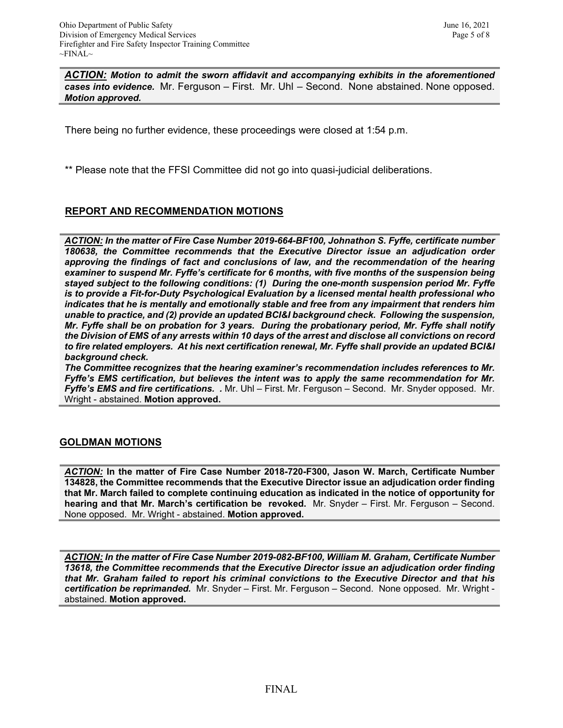***ACTION:*** ***Motion to admit the sworn affidavit and accompanying exhibits in the aforementioned cases into evidence.*** Mr. Ferguson – First. Mr. Uhl – Second. None abstained. None opposed. ***Motion approved.***

There being no further evidence, these proceedings were closed at 1:54 p.m.

** Please note that the FFSI Committee did not go into quasi-judicial deliberations.

## REPORT AND RECOMMENDATION MOTIONS

***ACTION:*** ***In the matter of Fire Case Number 2019-664-BF100, Johnathon S. Fyffe, certificate number 180638, the Committee recommends that the Executive Director issue an adjudication order approving the findings of fact and conclusions of law, and the recommendation of the hearing examiner to suspend Mr. Fyffe's certificate for 6 months, with five months of the suspension being stayed subject to the following conditions: (1) During the one-month suspension period Mr. Fyffe is to provide a Fit-for-Duty Psychological Evaluation by a licensed mental health professional who indicates that he is mentally and emotionally stable and free from any impairment that renders him unable to practice, and (2) provide an updated BCI&I background check. Following the suspension, Mr. Fyffe shall be on probation for 3 years. During the probationary period, Mr. Fyffe shall notify the Division of EMS of any arrests within 10 days of the arrest and disclose all convictions on record to fire related employers. At his next certification renewal, Mr. Fyffe shall provide an updated BCI&I background check.***
***The Committee recognizes that the hearing examiner's recommendation includes references to Mr. Fyffe's EMS certification, but believes the intent was to apply the same recommendation for Mr. Fyffe's EMS and fire certifications. .*** Mr. Uhl – First. Mr. Ferguson – Second. Mr. Snyder opposed. Mr. Wright - abstained. **Motion approved.**

## GOLDMAN MOTIONS

***ACTION:*** **In the matter of Fire Case Number 2018-720-F300, Jason W. March, Certificate Number 134828, the Committee recommends that the Executive Director issue an adjudication order finding that Mr. March failed to complete continuing education as indicated in the notice of opportunity for hearing and that Mr. March's certification be revoked.** Mr. Snyder – First. Mr. Ferguson – Second. None opposed. Mr. Wright - abstained. **Motion approved.**

***ACTION:*** ***In the matter of Fire Case Number 2019-082-BF100, William M. Graham, Certificate Number 13618, the Committee recommends that the Executive Director issue an adjudication order finding that Mr. Graham failed to report his criminal convictions to the Executive Director and that his certification be reprimanded.*** Mr. Snyder – First. Mr. Ferguson – Second. None opposed. Mr. Wright - abstained. **Motion approved.**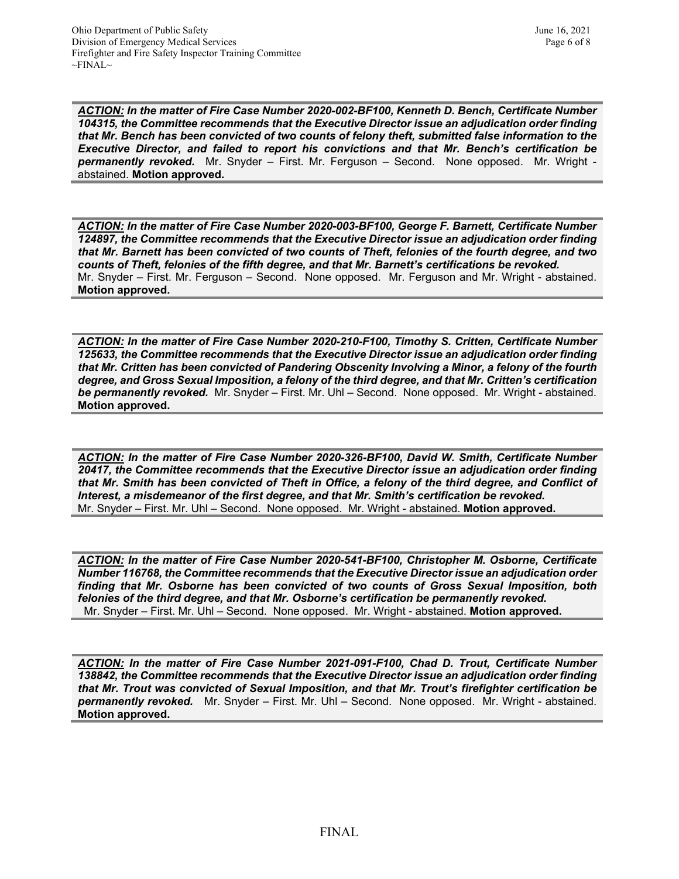***ACTION:*** ***In the matter of Fire Case Number 2020-002-BF100, Kenneth D. Bench, Certificate Number 104315, the Committee recommends that the Executive Director issue an adjudication order finding that Mr. Bench has been convicted of two counts of felony theft, submitted false information to the Executive Director, and failed to report his convictions and that Mr. Bench's certification be permanently revoked.*** Mr. Snyder – First. Mr. Ferguson – Second. None opposed. Mr. Wright - abstained. **Motion approved.**

---

***ACTION:*** ***In the matter of Fire Case Number 2020-003-BF100, George F. Barnett, Certificate Number 124897, the Committee recommends that the Executive Director issue an adjudication order finding that Mr. Barnett has been convicted of two counts of Theft, felonies of the fourth degree, and two counts of Theft, felonies of the fifth degree, and that Mr. Barnett's certifications be revoked.***
Mr. Snyder – First. Mr. Ferguson – Second. None opposed. Mr. Ferguson and Mr. Wright - abstained. **Motion approved.**

---

***ACTION:*** ***In the matter of Fire Case Number 2020-210-F100, Timothy S. Critten, Certificate Number 125633, the Committee recommends that the Executive Director issue an adjudication order finding that Mr. Critten has been convicted of Pandering Obscenity Involving a Minor, a felony of the fourth degree, and Gross Sexual Imposition, a felony of the third degree, and that Mr. Critten's certification be permanently revoked.*** Mr. Snyder – First. Mr. Uhl – Second. None opposed. Mr. Wright - abstained. **Motion approved.**

---

***ACTION:*** ***In the matter of Fire Case Number 2020-326-BF100, David W. Smith, Certificate Number 20417, the Committee recommends that the Executive Director issue an adjudication order finding that Mr. Smith has been convicted of Theft in Office, a felony of the third degree, and Conflict of Interest, a misdemeanor of the first degree, and that Mr. Smith's certification be revoked.***
Mr. Snyder – First. Mr. Uhl – Second. None opposed. Mr. Wright - abstained. **Motion approved.**

---

***ACTION:*** ***In the matter of Fire Case Number 2020-541-BF100, Christopher M. Osborne, Certificate Number 116768, the Committee recommends that the Executive Director issue an adjudication order finding that Mr. Osborne has been convicted of two counts of Gross Sexual Imposition, both felonies of the third degree, and that Mr. Osborne's certification be permanently revoked.***
Mr. Snyder – First. Mr. Uhl – Second. None opposed. Mr. Wright - abstained. **Motion approved.**

---

***ACTION:*** ***In the matter of Fire Case Number 2021-091-F100, Chad D. Trout, Certificate Number 138842, the Committee recommends that the Executive Director issue an adjudication order finding that Mr. Trout was convicted of Sexual Imposition, and that Mr. Trout's firefighter certification be permanently revoked.*** Mr. Snyder – First. Mr. Uhl – Second. None opposed. Mr. Wright - abstained. **Motion approved.**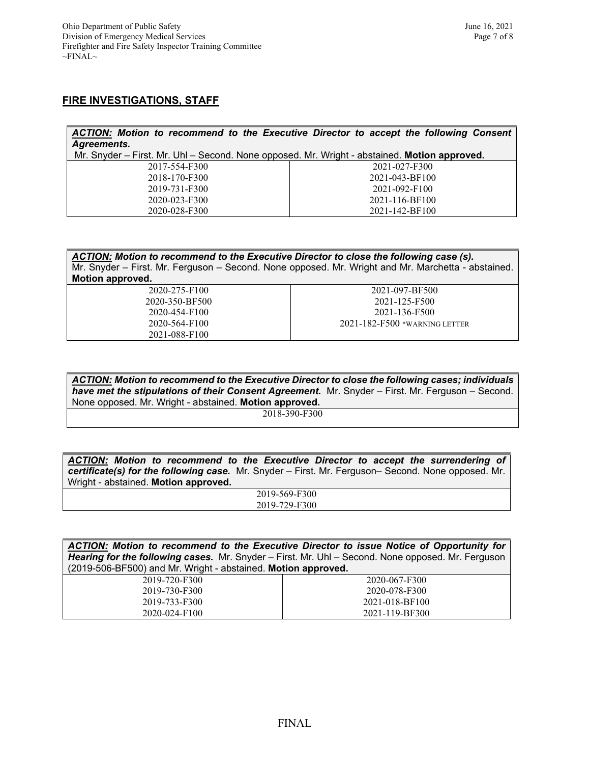## FIRE INVESTIGATIONS, STAFF

***ACTION:*** ***Motion to recommend to the Executive Director to accept the following Consent Agreements.***
Mr. Snyder – First. Mr. Uhl – Second. None opposed. Mr. Wright - abstained. **Motion approved.**

| | |
|---|---|
| 2017-554-F300 | 2021-027-F300 |
| 2018-170-F300 | 2021-043-BF100 |
| 2019-731-F300 | 2021-092-F100 |
| 2020-023-F300 | 2021-116-BF100 |
| 2020-028-F300 | 2021-142-BF100 |

***ACTION:*** ***Motion to recommend to the Executive Director to close the following case (s).***
Mr. Snyder – First. Mr. Ferguson – Second. None opposed. Mr. Wright and Mr. Marchetta - abstained. **Motion approved.**

| | |
|---|---|
| 2020-275-F100 | 2021-097-BF500 |
| 2020-350-BF500 | 2021-125-F500 |
| 2020-454-F100 | 2021-136-F500 |
| 2020-564-F100 | 2021-182-F500 *WARNING LETTER |
| 2021-088-F100 | |

***ACTION:*** ***Motion to recommend to the Executive Director to close the following cases; individuals have met the stipulations of their Consent Agreement.*** Mr. Snyder – First. Mr. Ferguson – Second. None opposed. Mr. Wright - abstained. **Motion approved.**

| |
|---|
| 2018-390-F300 |

***ACTION:*** ***Motion to recommend to the Executive Director to accept the surrendering of certificate(s) for the following case.*** Mr. Snyder – First. Mr. Ferguson– Second. None opposed. Mr. Wright - abstained. **Motion approved.**

| |
|---|
| 2019-569-F300 |
| 2019-729-F300 |

***ACTION:*** ***Motion to recommend to the Executive Director to issue Notice of Opportunity for Hearing for the following cases.*** Mr. Snyder – First. Mr. Uhl – Second. None opposed. Mr. Ferguson (2019-506-BF500) and Mr. Wright - abstained. **Motion approved.**

| | |
|---|---|
| 2019-720-F300 | 2020-067-F300 |
| 2019-730-F300 | 2020-078-F300 |
| 2019-733-F300 | 2021-018-BF100 |
| 2020-024-F100 | 2021-119-BF300 |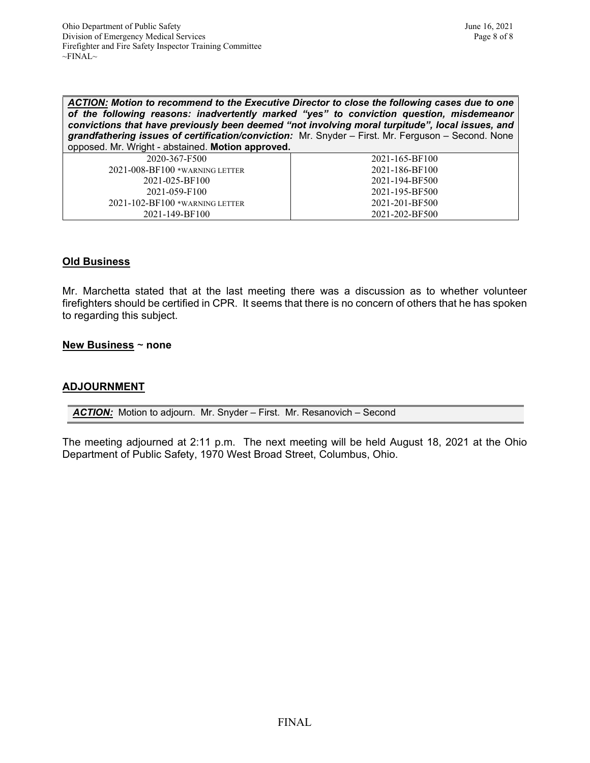***ACTION:*** ***Motion to recommend to the Executive Director to close the following cases due to one of the following reasons: inadvertently marked "yes" to conviction question, misdemeanor convictions that have previously been deemed "not involving moral turpitude", local issues, and grandfathering issues of certification/conviction:*** Mr. Snyder – First. Mr. Ferguson – Second. None opposed. Mr. Wright - abstained. **Motion approved.**

| | |
|---|---|
| 2020-367-F500 | 2021-165-BF100 |
| 2021-008-BF100 *WARNING LETTER | 2021-186-BF100 |
| 2021-025-BF100 | 2021-194-BF500 |
| 2021-059-F100 | 2021-195-BF500 |
| 2021-102-BF100 *WARNING LETTER | 2021-201-BF500 |
| 2021-149-BF100 | 2021-202-BF500 |

## Old Business

Mr. Marchetta stated that at the last meeting there was a discussion as to whether volunteer firefighters should be certified in CPR. It seems that there is no concern of others that he has spoken to regarding this subject.

## New Business ~ none

## ADJOURNMENT

***ACTION:*** Motion to adjourn. Mr. Snyder – First. Mr. Resanovich – Second

The meeting adjourned at 2:11 p.m. The next meeting will be held August 18, 2021 at the Ohio Department of Public Safety, 1970 West Broad Street, Columbus, Ohio.

FINAL